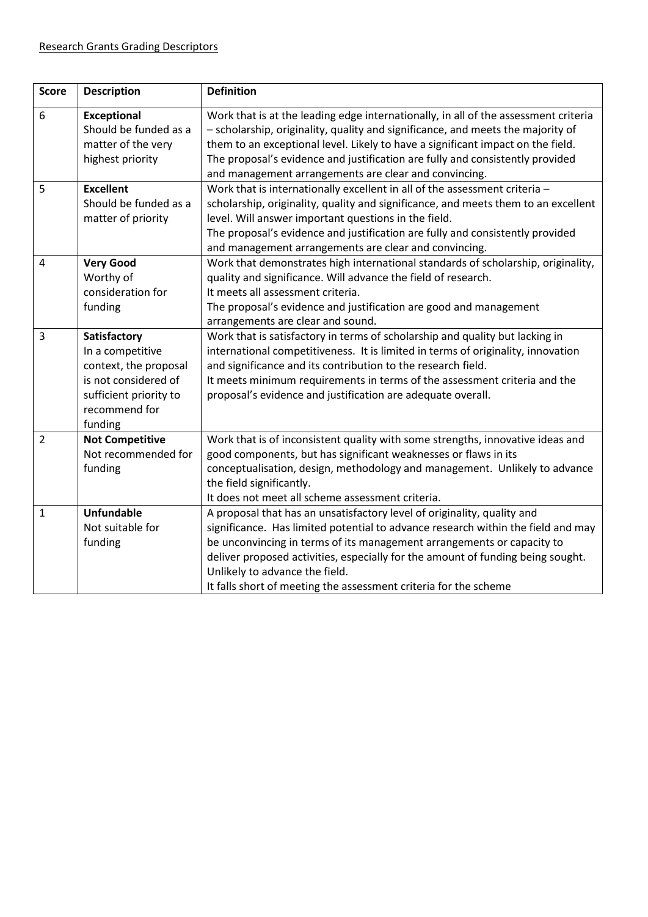Research Grants Grading Descriptors

| Score | Description | Definition |
| --- | --- | --- |
| 6 | **Exceptional** Should be funded as a matter of the very highest priority | Work that is at the leading edge internationally, in all of the assessment criteria – scholarship, originality, quality and significance, and meets the majority of them to an exceptional level. Likely to have a significant impact on the field. The proposal's evidence and justification are fully and consistently provided and management arrangements are clear and convincing. |
| 5 | **Excellent** Should be funded as a matter of priority | Work that is internationally excellent in all of the assessment criteria – scholarship, originality, quality and significance, and meets them to an excellent level. Will answer important questions in the field. The proposal's evidence and justification are fully and consistently provided and management arrangements are clear and convincing. |
| 4 | **Very Good** Worthy of consideration for funding | Work that demonstrates high international standards of scholarship, originality, quality and significance. Will advance the field of research. It meets all assessment criteria. The proposal's evidence and justification are good and management arrangements are clear and sound. |
| 3 | **Satisfactory** In a competitive context, the proposal is not considered of sufficient priority to recommend for funding | Work that is satisfactory in terms of scholarship and quality but lacking in international competitiveness. It is limited in terms of originality, innovation and significance and its contribution to the research field. It meets minimum requirements in terms of the assessment criteria and the proposal's evidence and justification are adequate overall. |
| 2 | **Not Competitive** Not recommended for funding | Work that is of inconsistent quality with some strengths, innovative ideas and good components, but has significant weaknesses or flaws in its conceptualisation, design, methodology and management. Unlikely to advance the field significantly. It does not meet all scheme assessment criteria. |
| 1 | **Unfundable** Not suitable for funding | A proposal that has an unsatisfactory level of originality, quality and significance. Has limited potential to advance research within the field and may be unconvincing in terms of its management arrangements or capacity to deliver proposed activities, especially for the amount of funding being sought. Unlikely to advance the field. It falls short of meeting the assessment criteria for the scheme |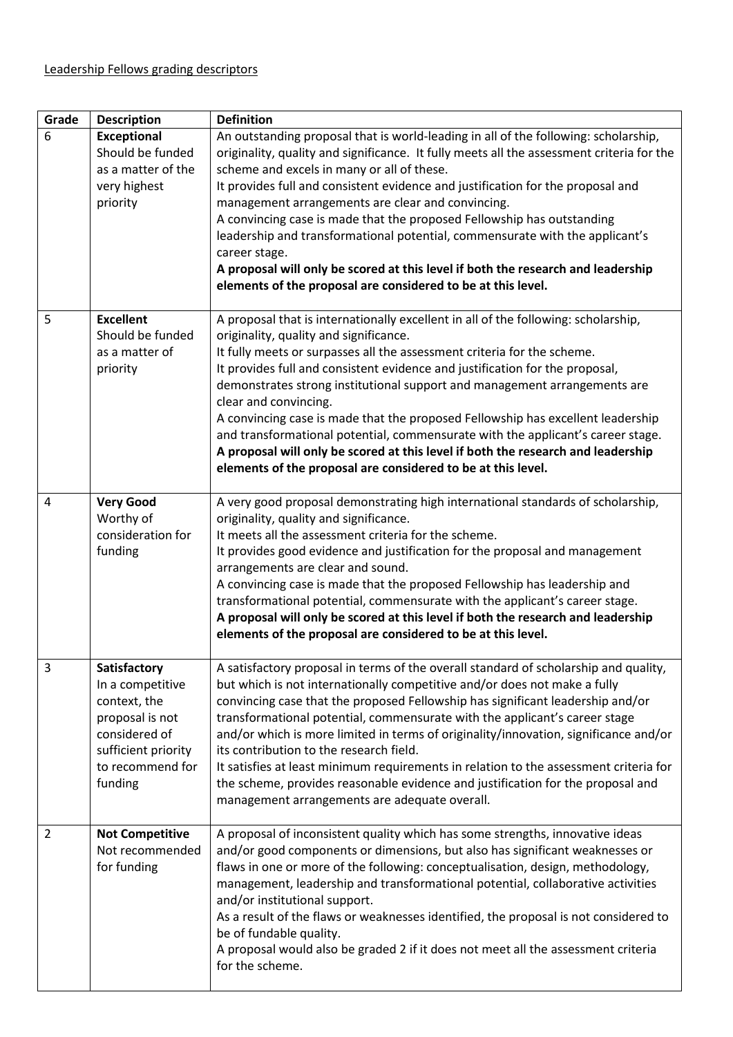Leadership Fellows grading descriptors

| Grade | Description | Definition |
|---|---|---|
| 6 | **Exceptional** Should be funded as a matter of the very highest priority | An outstanding proposal that is world-leading in all of the following: scholarship, originality, quality and significance. It fully meets all the assessment criteria for the scheme and excels in many or all of these.<br>It provides full and consistent evidence and justification for the proposal and management arrangements are clear and convincing.<br>A convincing case is made that the proposed Fellowship has outstanding leadership and transformational potential, commensurate with the applicant's career stage.<br>**A proposal will only be scored at this level if both the research and leadership elements of the proposal are considered to be at this level.** |
| 5 | **Excellent** Should be funded as a matter of priority | A proposal that is internationally excellent in all of the following: scholarship, originality, quality and significance.<br>It fully meets or surpasses all the assessment criteria for the scheme.<br>It provides full and consistent evidence and justification for the proposal, demonstrates strong institutional support and management arrangements are clear and convincing.<br>A convincing case is made that the proposed Fellowship has excellent leadership and transformational potential, commensurate with the applicant's career stage.<br>**A proposal will only be scored at this level if both the research and leadership elements of the proposal are considered to be at this level.** |
| 4 | **Very Good** Worthy of consideration for funding | A very good proposal demonstrating high international standards of scholarship, originality, quality and significance.<br>It meets all the assessment criteria for the scheme.<br>It provides good evidence and justification for the proposal and management arrangements are clear and sound.<br>A convincing case is made that the proposed Fellowship has leadership and transformational potential, commensurate with the applicant's career stage.<br>**A proposal will only be scored at this level if both the research and leadership elements of the proposal are considered to be at this level.** |
| 3 | **Satisfactory** In a competitive context, the proposal is not considered of sufficient priority to recommend for funding | A satisfactory proposal in terms of the overall standard of scholarship and quality, but which is not internationally competitive and/or does not make a fully convincing case that the proposed Fellowship has significant leadership and/or transformational potential, commensurate with the applicant's career stage and/or which is more limited in terms of originality/innovation, significance and/or its contribution to the research field.<br>It satisfies at least minimum requirements in relation to the assessment criteria for the scheme, provides reasonable evidence and justification for the proposal and management arrangements are adequate overall. |
| 2 | **Not Competitive** Not recommended for funding | A proposal of inconsistent quality which has some strengths, innovative ideas and/or good components or dimensions, but also has significant weaknesses or flaws in one or more of the following: conceptualisation, design, methodology, management, leadership and transformational potential, collaborative activities and/or institutional support.<br>As a result of the flaws or weaknesses identified, the proposal is not considered to be of fundable quality.<br>A proposal would also be graded 2 if it does not meet all the assessment criteria for the scheme. |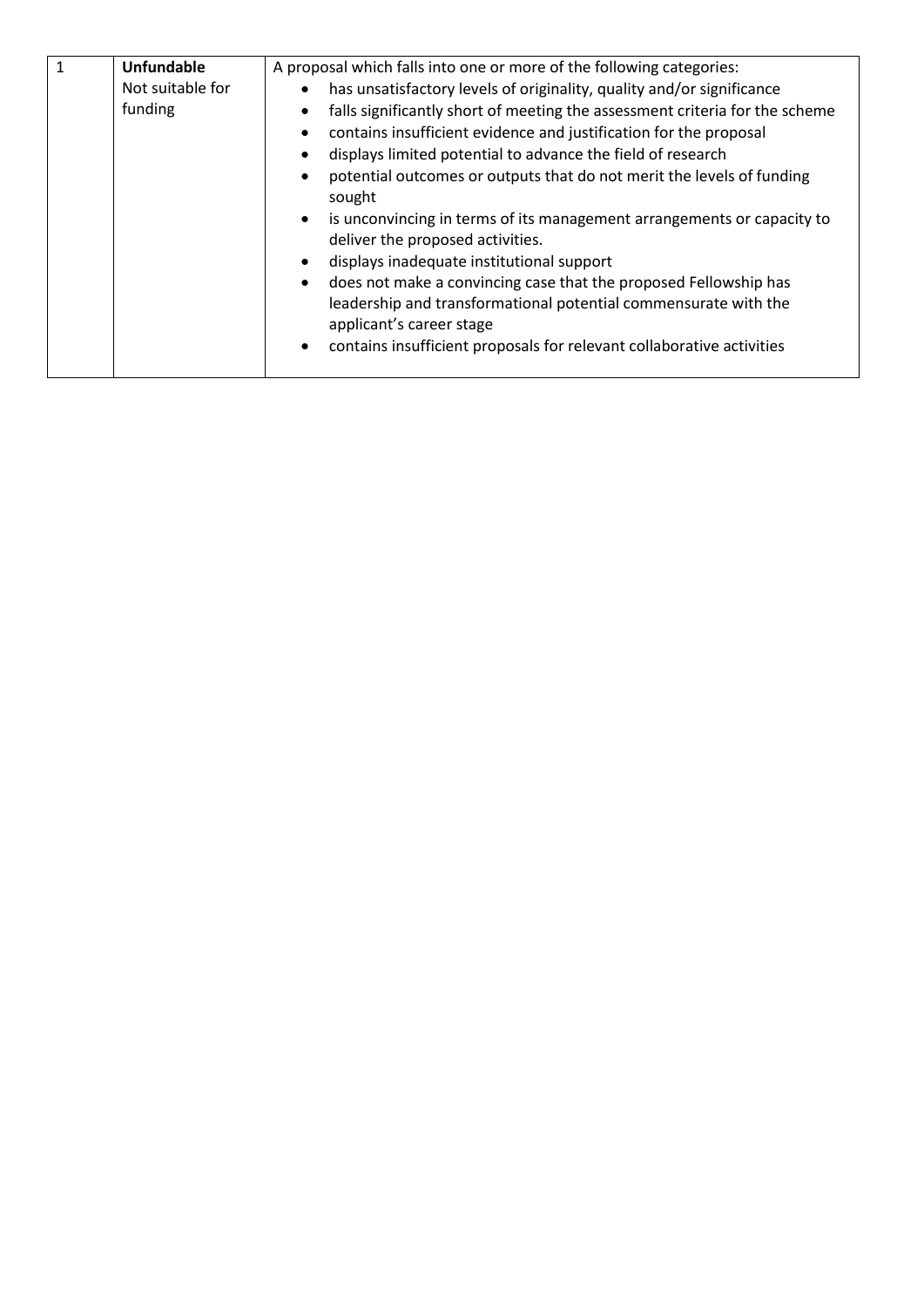| 1 | **Unfundable**<br>Not suitable for funding | A proposal which falls into one or more of the following categories:<br>• has unsatisfactory levels of originality, quality and/or significance<br>• falls significantly short of meeting the assessment criteria for the scheme<br>• contains insufficient evidence and justification for the proposal<br>• displays limited potential to advance the field of research<br>• potential outcomes or outputs that do not merit the levels of funding sought<br>• is unconvincing in terms of its management arrangements or capacity to deliver the proposed activities.<br>• displays inadequate institutional support<br>• does not make a convincing case that the proposed Fellowship has leadership and transformational potential commensurate with the applicant's career stage<br>• contains insufficient proposals for relevant collaborative activities |
|---|---|---|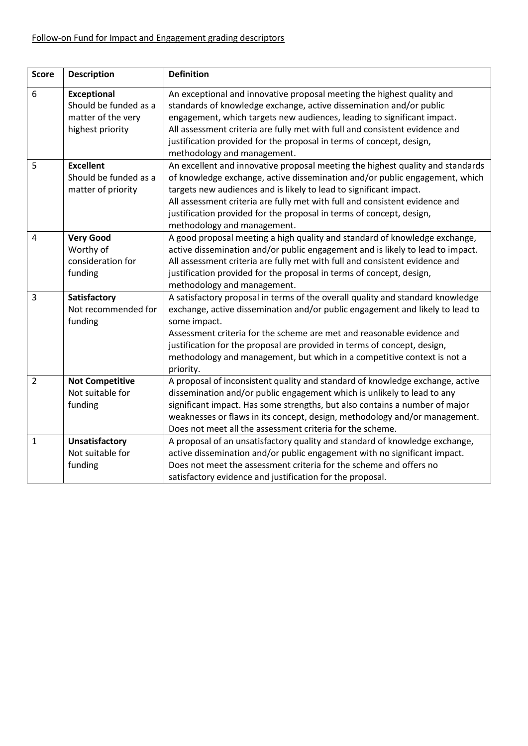Follow-on Fund for Impact and Engagement grading descriptors

| Score | Description | Definition |
|---|---|---|
| 6 | **Exceptional** Should be funded as a matter of the very highest priority | An exceptional and innovative proposal meeting the highest quality and standards of knowledge exchange, active dissemination and/or public engagement, which targets new audiences, leading to significant impact. All assessment criteria are fully met with full and consistent evidence and justification provided for the proposal in terms of concept, design, methodology and management. |
| 5 | **Excellent** Should be funded as a matter of priority | An excellent and innovative proposal meeting the highest quality and standards of knowledge exchange, active dissemination and/or public engagement, which targets new audiences and is likely to lead to significant impact. All assessment criteria are fully met with full and consistent evidence and justification provided for the proposal in terms of concept, design, methodology and management. |
| 4 | **Very Good** Worthy of consideration for funding | A good proposal meeting a high quality and standard of knowledge exchange, active dissemination and/or public engagement and is likely to lead to impact. All assessment criteria are fully met with full and consistent evidence and justification provided for the proposal in terms of concept, design, methodology and management. |
| 3 | **Satisfactory** Not recommended for funding | A satisfactory proposal in terms of the overall quality and standard knowledge exchange, active dissemination and/or public engagement and likely to lead to some impact. Assessment criteria for the scheme are met and reasonable evidence and justification for the proposal are provided in terms of concept, design, methodology and management, but which in a competitive context is not a priority. |
| 2 | **Not Competitive** Not suitable for funding | A proposal of inconsistent quality and standard of knowledge exchange, active dissemination and/or public engagement which is unlikely to lead to any significant impact. Has some strengths, but also contains a number of major weaknesses or flaws in its concept, design, methodology and/or management. Does not meet all the assessment criteria for the scheme. |
| 1 | **Unsatisfactory** Not suitable for funding | A proposal of an unsatisfactory quality and standard of knowledge exchange, active dissemination and/or public engagement with no significant impact. Does not meet the assessment criteria for the scheme and offers no satisfactory evidence and justification for the proposal. |